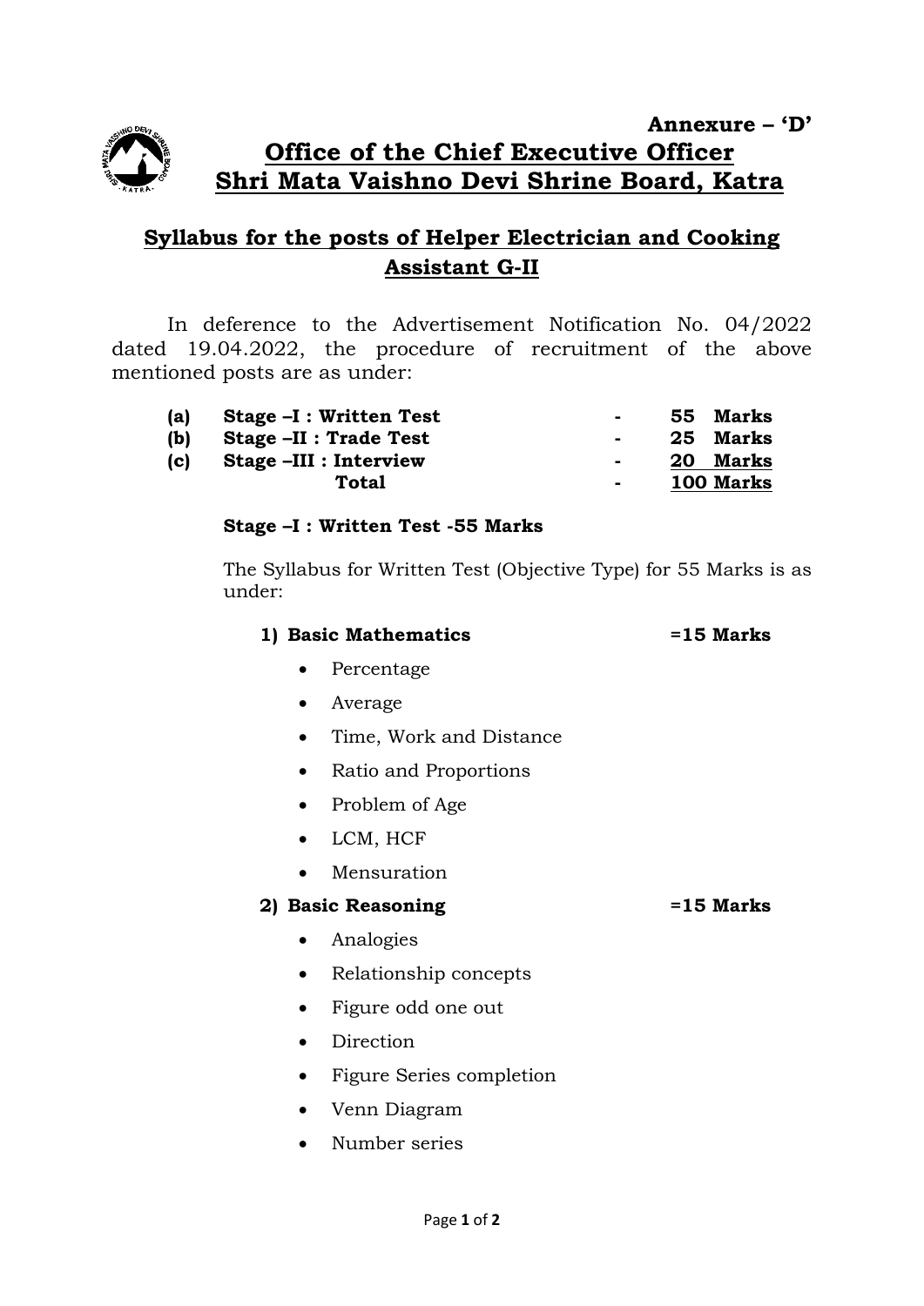**Annexure – 'D'**

# Office of the Chief Executive Officer
# Shri Mata Vaishno Devi Shrine Board, Katra

## Syllabus for the posts of Helper Electrician and Cooking Assistant G-II

In deference to the Advertisement Notification No. 04/2022 dated 19.04.2022, the procedure of recruitment of the above mentioned posts are as under:

| | | | |
|---|---|---|---|
| **(a)** | **Stage –I : Written Test** | - | **55 Marks** |
| **(b)** | **Stage –II : Trade Test** | - | **25 Marks** |
| **(c)** | **Stage –III : Interview** | - | **20 Marks** |
| | **Total** | - | **100 Marks** |

**Stage –I : Written Test -55 Marks**

The Syllabus for Written Test (Objective Type) for 55 Marks is as under:

**1) Basic Mathematics =15 Marks**

- Percentage
- Average
- Time, Work and Distance
- Ratio and Proportions
- Problem of Age
- LCM, HCF
- Mensuration

**2) Basic Reasoning =15 Marks**

- Analogies
- Relationship concepts
- Figure odd one out
- Direction
- Figure Series completion
- Venn Diagram
- Number series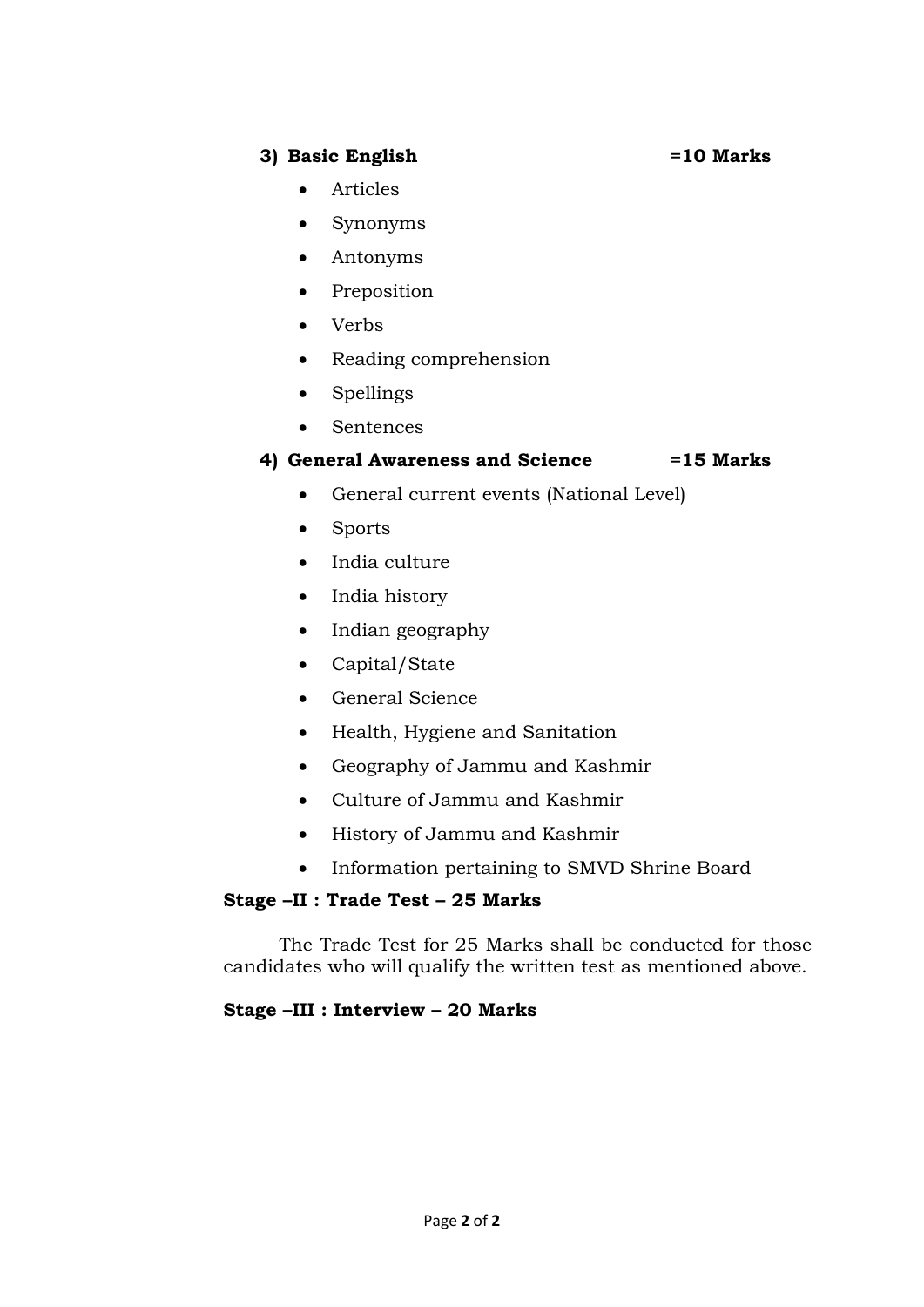**3) Basic English =10 Marks**

- Articles
- Synonyms
- Antonyms
- Preposition
- Verbs
- Reading comprehension
- Spellings
- Sentences

**4) General Awareness and Science =15 Marks**

- General current events (National Level)
- Sports
- India culture
- India history
- Indian geography
- Capital/State
- General Science
- Health, Hygiene and Sanitation
- Geography of Jammu and Kashmir
- Culture of Jammu and Kashmir
- History of Jammu and Kashmir
- Information pertaining to SMVD Shrine Board

**Stage –II : Trade Test – 25 Marks**

The Trade Test for 25 Marks shall be conducted for those candidates who will qualify the written test as mentioned above.

**Stage –III : Interview – 20 Marks**